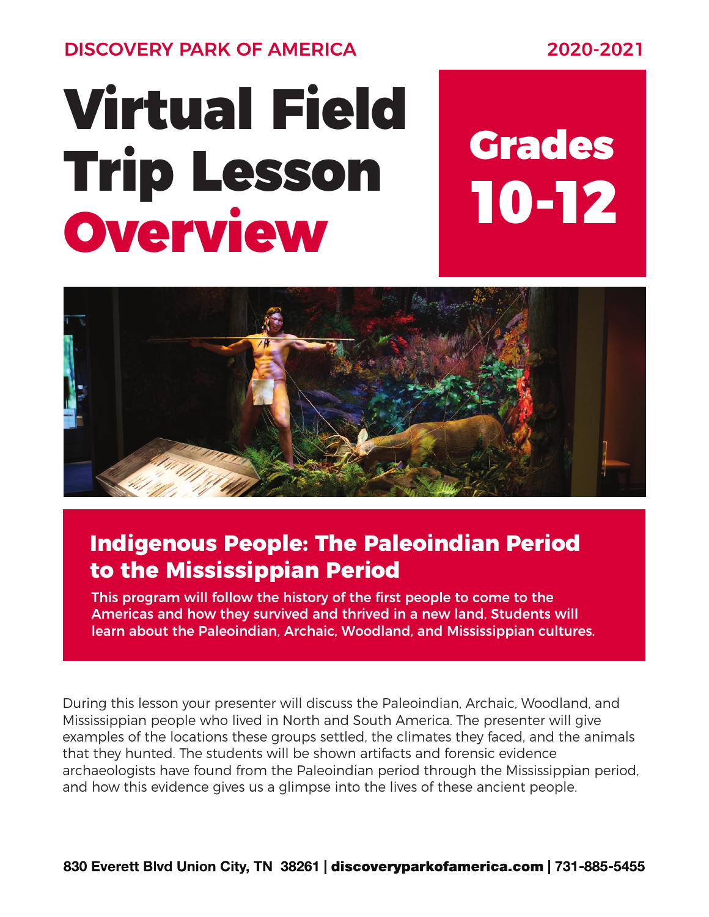DISCOVERY PARK OF AMERICA

2020-2021

# Virtual Field Trip Lesson Overview

## Grades 10-12

## Indigenous People: The Paleoindian Period to the Mississippian Period

**This program will follow the history of the first people to come to the Americas and how they survived and thrived in a new land. Students will learn about the Paleoindian, Archaic, Woodland, and Mississippian cultures.**

During this lesson your presenter will discuss the Paleoindian, Archaic, Woodland, and Mississippian people who lived in North and South America. The presenter will give examples of the locations these groups settled, the climates they faced, and the animals that they hunted. The students will be shown artifacts and forensic evidence archaeologists have found from the Paleoindian period through the Mississippian period, and how this evidence gives us a glimpse into the lives of these ancient people.

**830 Everett Blvd Union City, TN 38261 | discoveryparkofamerica.com | 731-885-5455**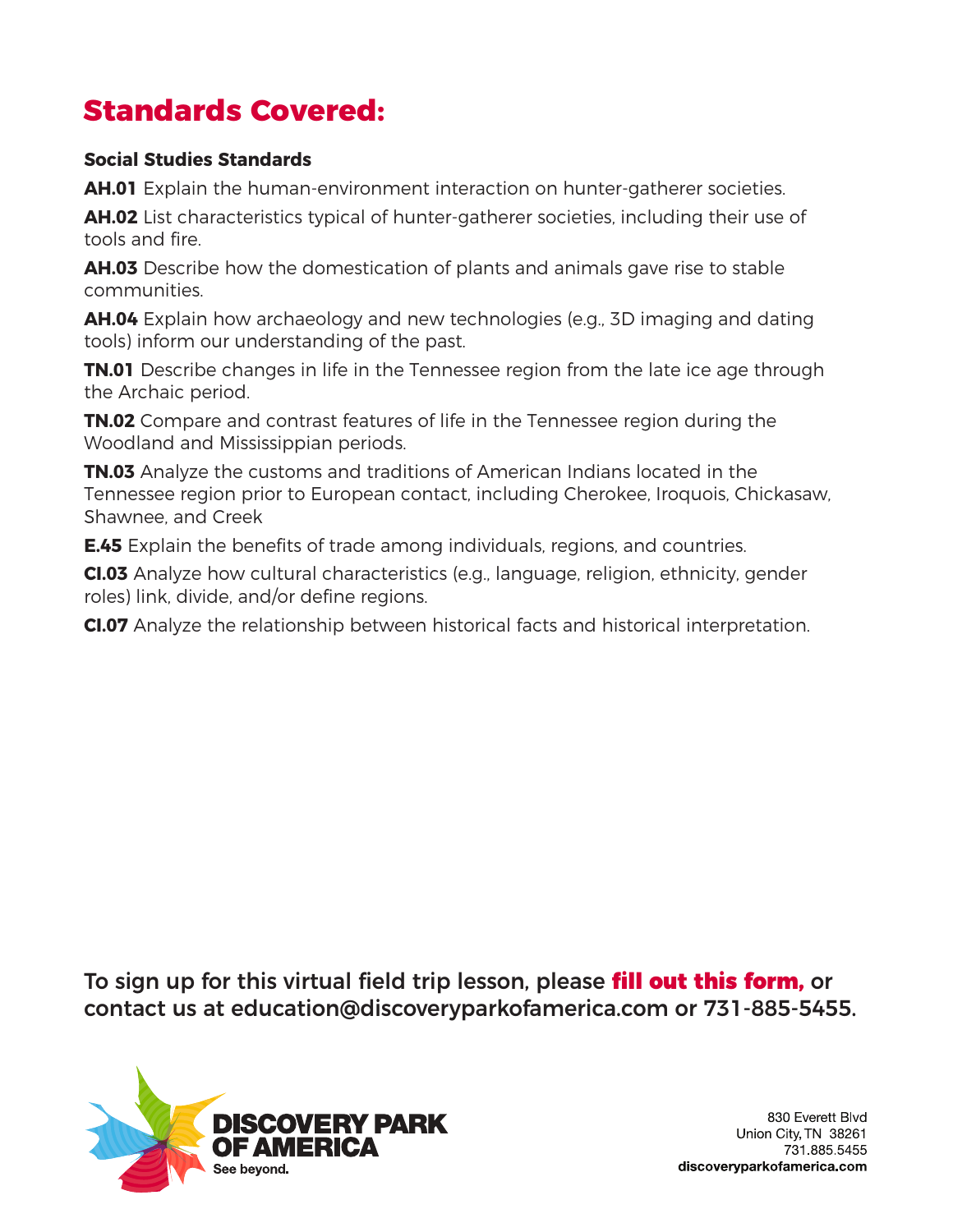# Standards Covered:

**Social Studies Standards**

**AH.01** Explain the human-environment interaction on hunter-gatherer societies.

**AH.02** List characteristics typical of hunter-gatherer societies, including their use of tools and fire.

**AH.03** Describe how the domestication of plants and animals gave rise to stable communities.

**AH.04** Explain how archaeology and new technologies (e.g., 3D imaging and dating tools) inform our understanding of the past.

**TN.01** Describe changes in life in the Tennessee region from the late ice age through the Archaic period.

**TN.02** Compare and contrast features of life in the Tennessee region during the Woodland and Mississippian periods.

**TN.03** Analyze the customs and traditions of American Indians located in the Tennessee region prior to European contact, including Cherokee, Iroquois, Chickasaw, Shawnee, and Creek

**E.45** Explain the benefits of trade among individuals, regions, and countries.

**CI.03** Analyze how cultural characteristics (e.g., language, religion, ethnicity, gender roles) link, divide, and/or define regions.

**CI.07** Analyze the relationship between historical facts and historical interpretation.

To sign up for this virtual field trip lesson, please **fill out this form,** or contact us at education@discoveryparkofamerica.com or 731-885-5455.

DISCOVERY PARK OF AMERICA
See beyond.

830 Everett Blvd
Union City, TN 38261
731.885.5455
**discoveryparkofamerica.com**